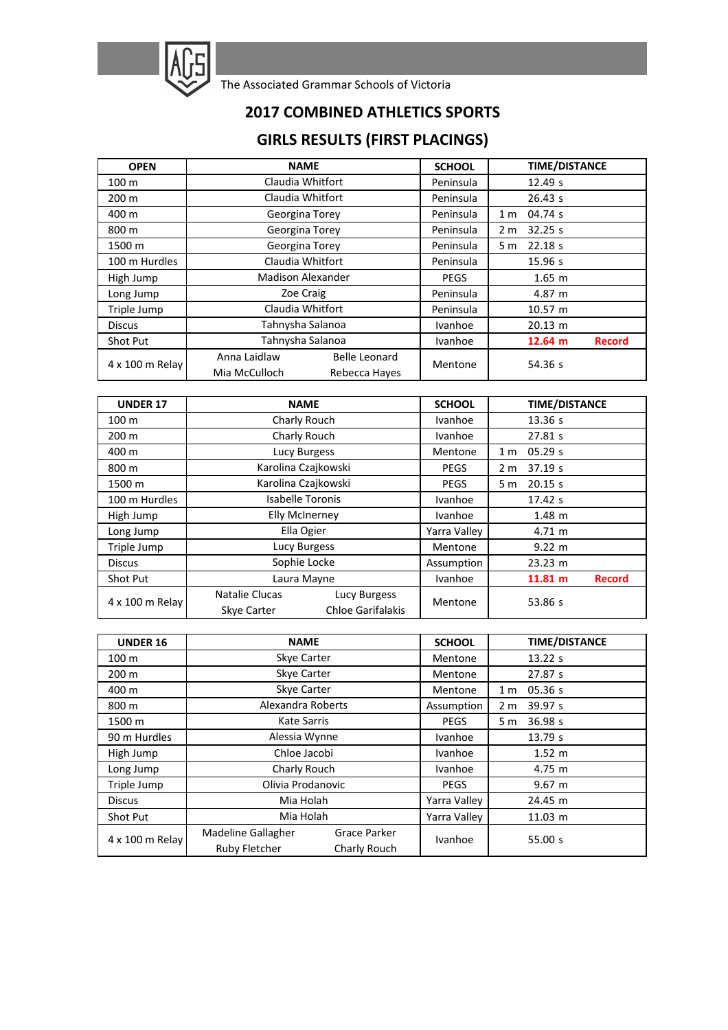The Associated Grammar Schools of Victoria

# 2017 COMBINED ATHLETICS SPORTS

## GIRLS RESULTS (FIRST PLACINGS)

| OPEN | NAME | SCHOOL | TIME/DISTANCE |
|---|---|---|---|
| 100 m | Claudia Whitfort | Peninsula | 12.49 s |
| 200 m | Claudia Whitfort | Peninsula | 26.43 s |
| 400 m | Georgina Torey | Peninsula | 1 m 04.74 s |
| 800 m | Georgina Torey | Peninsula | 2 m 32.25 s |
| 1500 m | Georgina Torey | Peninsula | 5 m 22.18 s |
| 100 m Hurdles | Claudia Whitfort | Peninsula | 15.96 s |
| High Jump | Madison Alexander | PEGS | 1.65 m |
| Long Jump | Zoe Craig | Peninsula | 4.87 m |
| Triple Jump | Claudia Whitfort | Peninsula | 10.57 m |
| Discus | Tahnysha Salanoa | Ivanhoe | 20.13 m |
| Shot Put | Tahnysha Salanoa | Ivanhoe | **12.64 m Record** |
| 4 x 100 m Relay | Anna Laidlaw, Belle Leonard, Mia McCulloch, Rebecca Hayes | Mentone | 54.36 s |

| UNDER 17 | NAME | SCHOOL | TIME/DISTANCE |
|---|---|---|---|
| 100 m | Charly Rouch | Ivanhoe | 13.36 s |
| 200 m | Charly Rouch | Ivanhoe | 27.81 s |
| 400 m | Lucy Burgess | Mentone | 1 m 05.29 s |
| 800 m | Karolina Czajkowski | PEGS | 2 m 37.19 s |
| 1500 m | Karolina Czajkowski | PEGS | 5 m 20.15 s |
| 100 m Hurdles | Isabelle Toronis | Ivanhoe | 17.42 s |
| High Jump | Elly McInerney | Ivanhoe | 1.48 m |
| Long Jump | Ella Ogier | Yarra Valley | 4.71 m |
| Triple Jump | Lucy Burgess | Mentone | 9.22 m |
| Discus | Sophie Locke | Assumption | 23.23 m |
| Shot Put | Laura Mayne | Ivanhoe | **11.81 m Record** |
| 4 x 100 m Relay | Natalie Clucas, Lucy Burgess, Skye Carter, Chloe Garifalakis | Mentone | 53.86 s |

| UNDER 16 | NAME | SCHOOL | TIME/DISTANCE |
|---|---|---|---|
| 100 m | Skye Carter | Mentone | 13.22 s |
| 200 m | Skye Carter | Mentone | 27.87 s |
| 400 m | Skye Carter | Mentone | 1 m 05.36 s |
| 800 m | Alexandra Roberts | Assumption | 2 m 39.97 s |
| 1500 m | Kate Sarris | PEGS | 5 m 36.98 s |
| 90 m Hurdles | Alessia Wynne | Ivanhoe | 13.79 s |
| High Jump | Chloe Jacobi | Ivanhoe | 1.52 m |
| Long Jump | Charly Rouch | Ivanhoe | 4.75 m |
| Triple Jump | Olivia Prodanovic | PEGS | 9.67 m |
| Discus | Mia Holah | Yarra Valley | 24.45 m |
| Shot Put | Mia Holah | Yarra Valley | 11.03 m |
| 4 x 100 m Relay | Madeline Gallagher, Grace Parker, Ruby Fletcher, Charly Rouch | Ivanhoe | 55.00 s |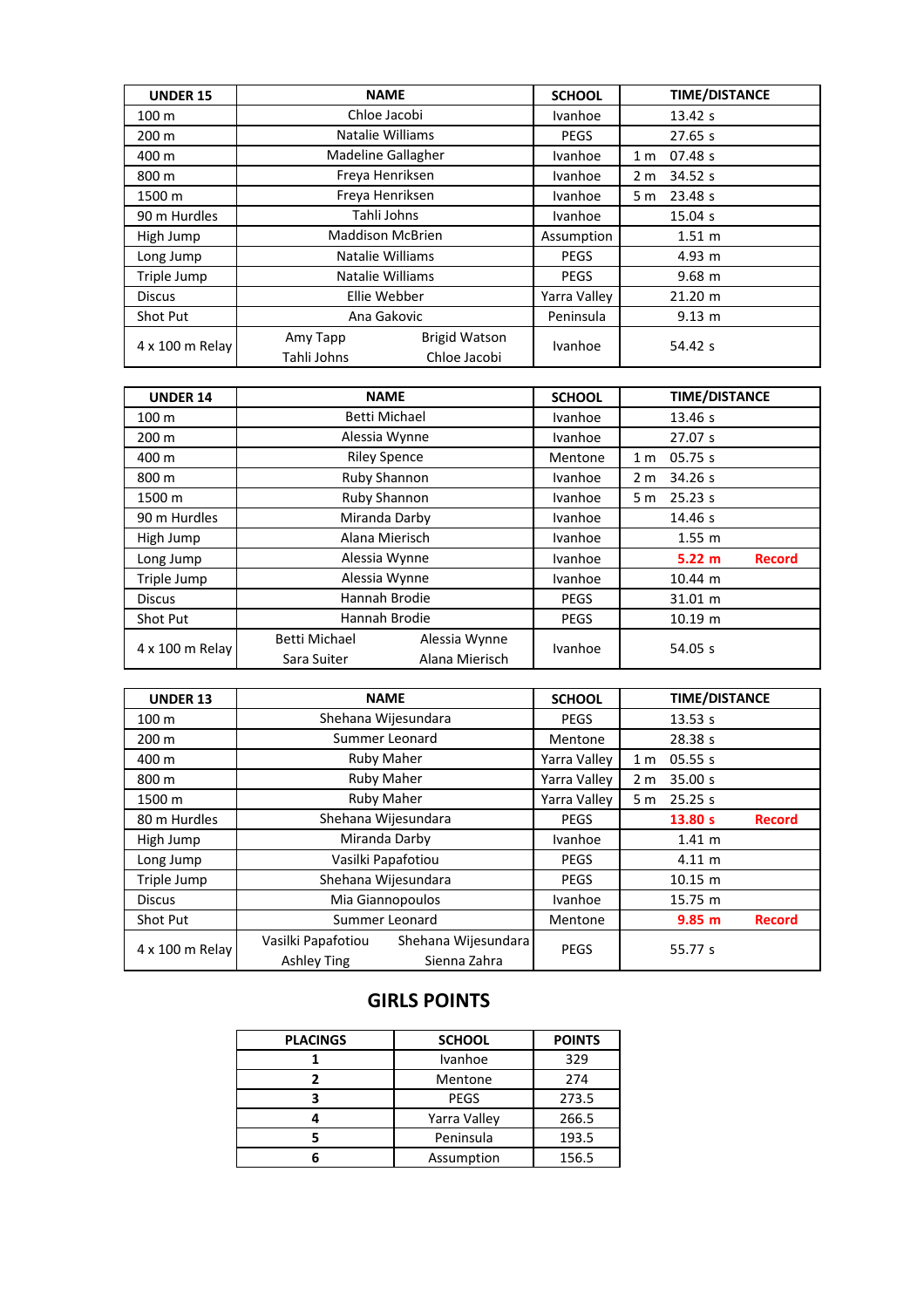| UNDER 15 | NAME | SCHOOL | TIME/DISTANCE |
|---|---|---|---|
| 100 m | Chloe Jacobi | Ivanhoe | 13.42 s |
| 200 m | Natalie Williams | PEGS | 27.65 s |
| 400 m | Madeline Gallagher | Ivanhoe | 1 m 07.48 s |
| 800 m | Freya Henriksen | Ivanhoe | 2 m 34.52 s |
| 1500 m | Freya Henriksen | Ivanhoe | 5 m 23.48 s |
| 90 m Hurdles | Tahli Johns | Ivanhoe | 15.04 s |
| High Jump | Maddison McBrien | Assumption | 1.51 m |
| Long Jump | Natalie Williams | PEGS | 4.93 m |
| Triple Jump | Natalie Williams | PEGS | 9.68 m |
| Discus | Ellie Webber | Yarra Valley | 21.20 m |
| Shot Put | Ana Gakovic | Peninsula | 9.13 m |
| 4 x 100 m Relay | Amy Tapp, Brigid Watson, Tahli Johns, Chloe Jacobi | Ivanhoe | 54.42 s |

| UNDER 14 | NAME | SCHOOL | TIME/DISTANCE |
|---|---|---|---|
| 100 m | Betti Michael | Ivanhoe | 13.46 s |
| 200 m | Alessia Wynne | Ivanhoe | 27.07 s |
| 400 m | Riley Spence | Mentone | 1 m 05.75 s |
| 800 m | Ruby Shannon | Ivanhoe | 2 m 34.26 s |
| 1500 m | Ruby Shannon | Ivanhoe | 5 m 25.23 s |
| 90 m Hurdles | Miranda Darby | Ivanhoe | 14.46 s |
| High Jump | Alana Mierisch | Ivanhoe | 1.55 m |
| Long Jump | Alessia Wynne | Ivanhoe | 5.22 m Record |
| Triple Jump | Alessia Wynne | Ivanhoe | 10.44 m |
| Discus | Hannah Brodie | PEGS | 31.01 m |
| Shot Put | Hannah Brodie | PEGS | 10.19 m |
| 4 x 100 m Relay | Betti Michael, Alessia Wynne, Sara Suiter, Alana Mierisch | Ivanhoe | 54.05 s |

| UNDER 13 | NAME | SCHOOL | TIME/DISTANCE |
|---|---|---|---|
| 100 m | Shehana Wijesundara | PEGS | 13.53 s |
| 200 m | Summer Leonard | Mentone | 28.38 s |
| 400 m | Ruby Maher | Yarra Valley | 1 m 05.55 s |
| 800 m | Ruby Maher | Yarra Valley | 2 m 35.00 s |
| 1500 m | Ruby Maher | Yarra Valley | 5 m 25.25 s |
| 80 m Hurdles | Shehana Wijesundara | PEGS | 13.80 s Record |
| High Jump | Miranda Darby | Ivanhoe | 1.41 m |
| Long Jump | Vasilki Papafotiou | PEGS | 4.11 m |
| Triple Jump | Shehana Wijesundara | PEGS | 10.15 m |
| Discus | Mia Giannopoulos | Ivanhoe | 15.75 m |
| Shot Put | Summer Leonard | Mentone | 9.85 m Record |
| 4 x 100 m Relay | Vasilki Papafotiou, Shehana Wijesundara, Ashley Ting, Sienna Zahra | PEGS | 55.77 s |

## GIRLS POINTS

| PLACINGS | SCHOOL | POINTS |
|---|---|---|
| 1 | Ivanhoe | 329 |
| 2 | Mentone | 274 |
| 3 | PEGS | 273.5 |
| 4 | Yarra Valley | 266.5 |
| 5 | Peninsula | 193.5 |
| 6 | Assumption | 156.5 |